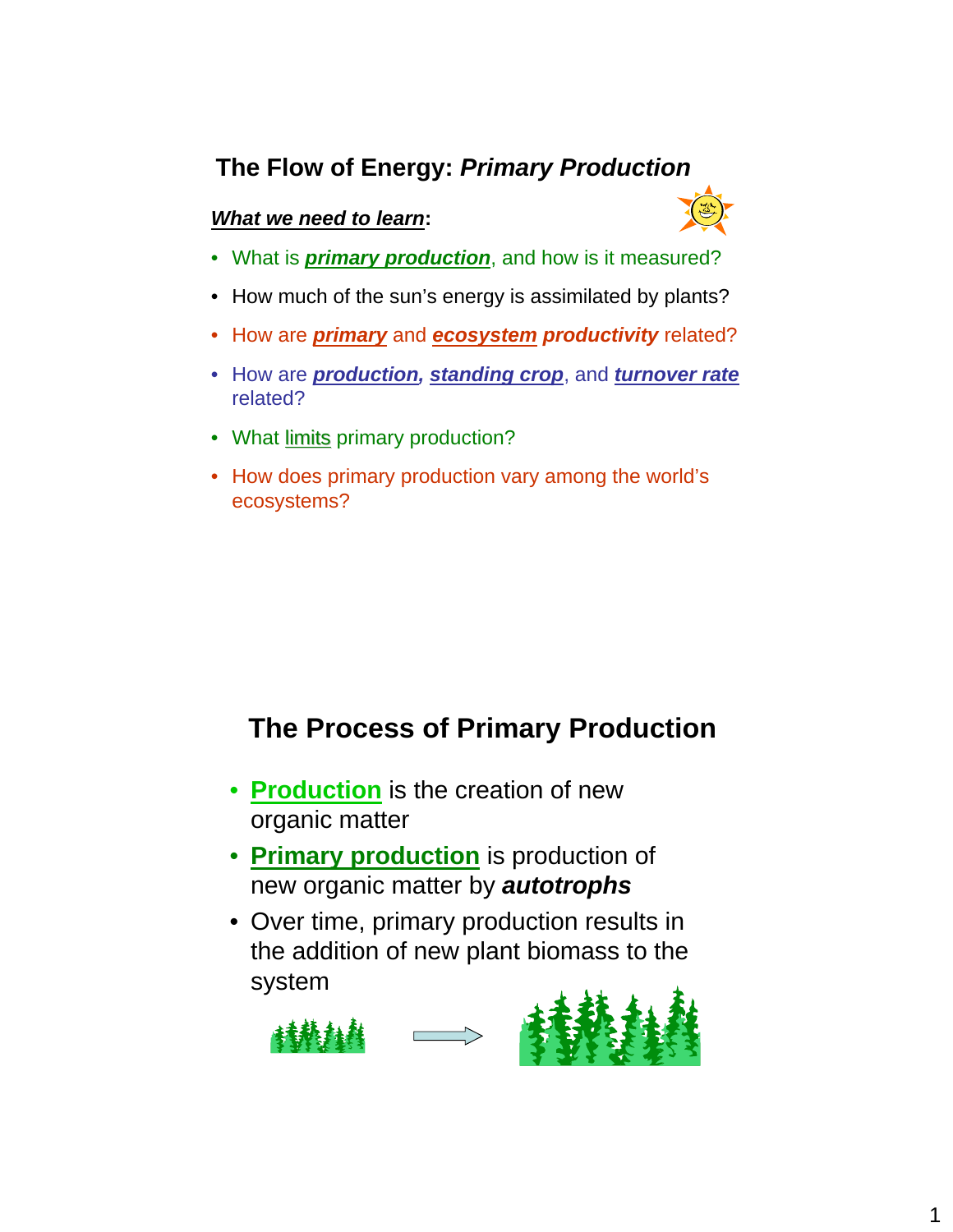# The Flow of Energy: *Primary Production*

***What we need to learn*:**

- What is ***primary production***, and how is it measured?
- How much of the sun's energy is assimilated by plants?
- How are ***primary*** and ***ecosystem*** ***productivity*** related?
- How are ***production***, ***standing crop***, and ***turnover rate*** related?
- What limits primary production?
- How does primary production vary among the world's ecosystems?

# The Process of Primary Production

- **Production** is the creation of new organic matter
- **Primary production** is production of new organic matter by ***autotrophs***
- Over time, primary production results in the addition of new plant biomass to the system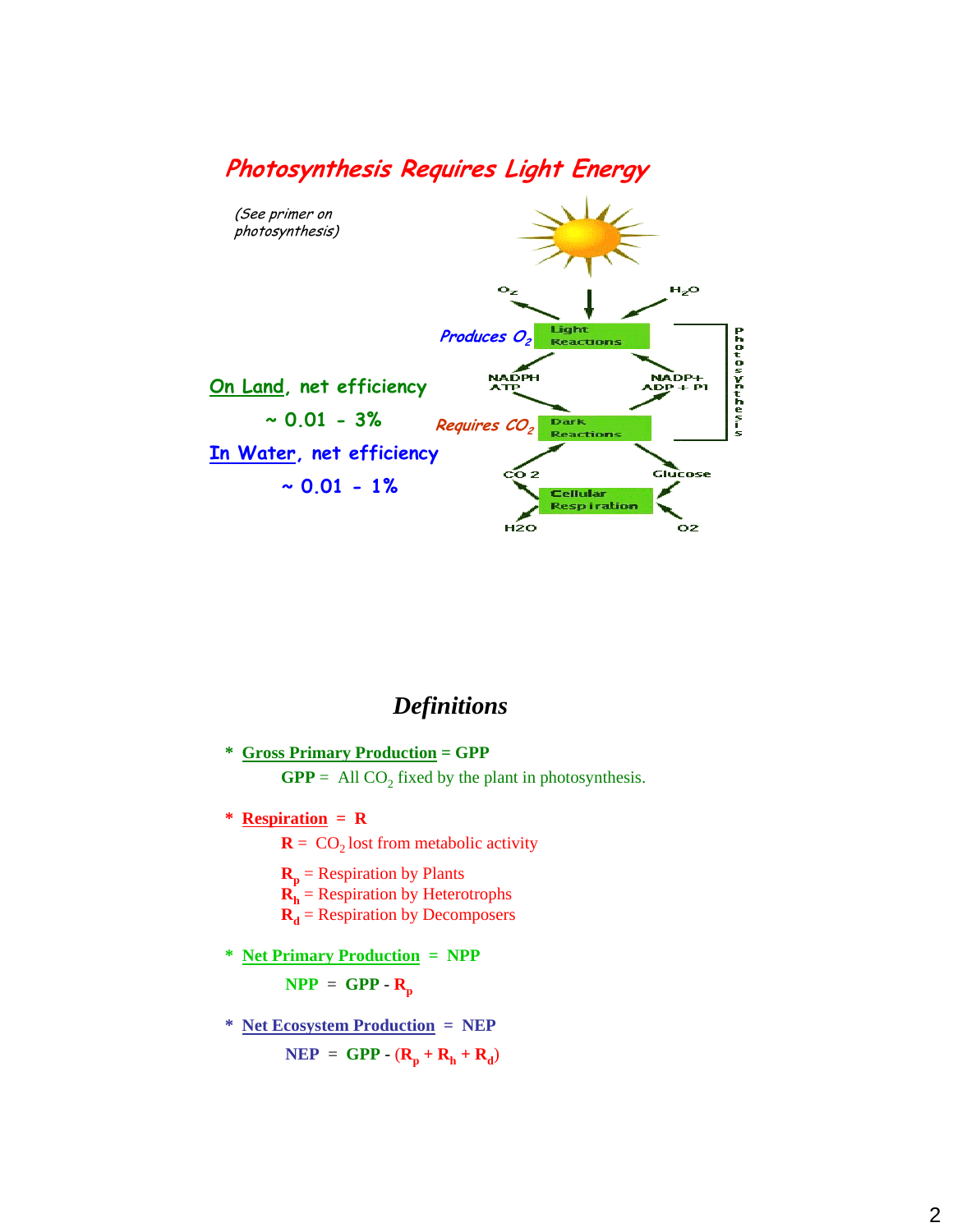## Photosynthesis Requires Light Energy

*(See primer on photosynthesis)*

**On Land, net efficiency**

**~ 0.01 - 3%**

**In Water, net efficiency**

**~ 0.01 - 1%**

*Produces $O_2$*

*Requires $CO_2$*

Light Reactions

Dark Reactions

Cellular Respiration

$O_2$ $H_2O$ NADPH ATP NADP+ ADP + PI $CO_2$ Glucose $H_2O$ $O_2$

Photosynthesis

## *Definitions*

* **Gross Primary Production = GPP**

  **GPP** = All $CO_2$ fixed by the plant in photosynthesis.

* **Respiration = R**

  **R** = $CO_2$ lost from metabolic activity

  $R_p$ = Respiration by Plants
  $R_h$ = Respiration by Heterotrophs
  $R_d$ = Respiration by Decomposers

* **Net Primary Production = NPP**

  $$NPP = GPP - R_p$$

* **Net Ecosystem Production = NEP**

  $$NEP = GPP - (R_p + R_h + R_d)$$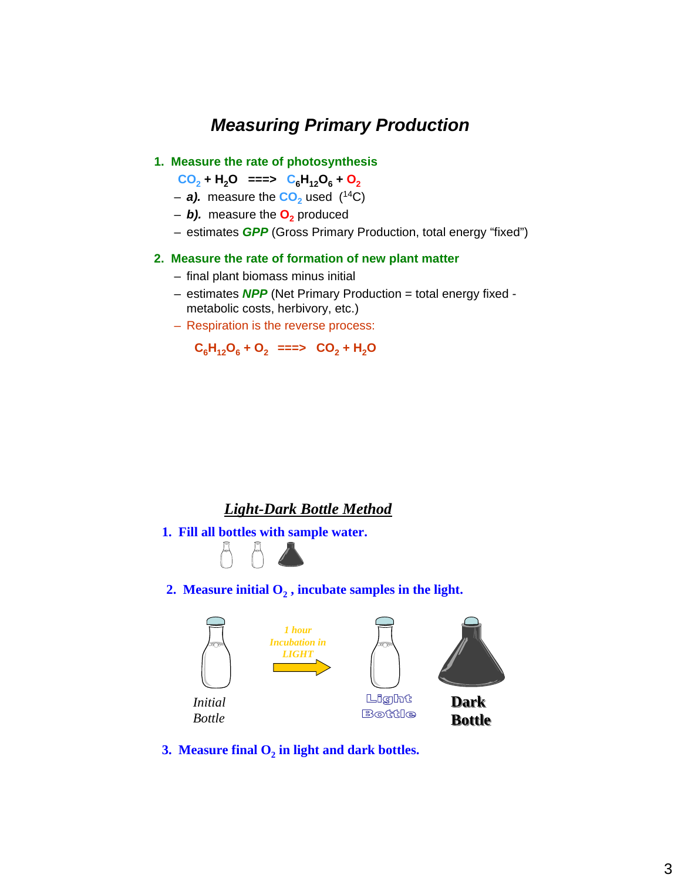# *Measuring Primary Production*

1. **Measure the rate of photosynthesis**

   $CO_2 + H_2O \implies C_6H_{12}O_6 + O_2$

   - ***a).*** measure the $CO_2$ used ($^{14}C$)
   - ***b).*** measure the $O_2$ produced
   - estimates ***GPP*** (Gross Primary Production, total energy "fixed")

2. **Measure the rate of formation of new plant matter**
   - final plant biomass minus initial
   - estimates ***NPP*** (Net Primary Production = total energy fixed - metabolic costs, herbivory, etc.)
   - Respiration is the reverse process:

   $C_6H_{12}O_6 + O_2 \implies CO_2 + H_2O$

## ***Light-Dark Bottle Method***

1. **Fill all bottles with sample water.**

2. **Measure initial $O_2$, incubate samples in the light.**

   *Initial Bottle* — *1 hour Incubation in LIGHT* → **Light Bottle**, **Dark Bottle**

3. **Measure final $O_2$ in light and dark bottles.**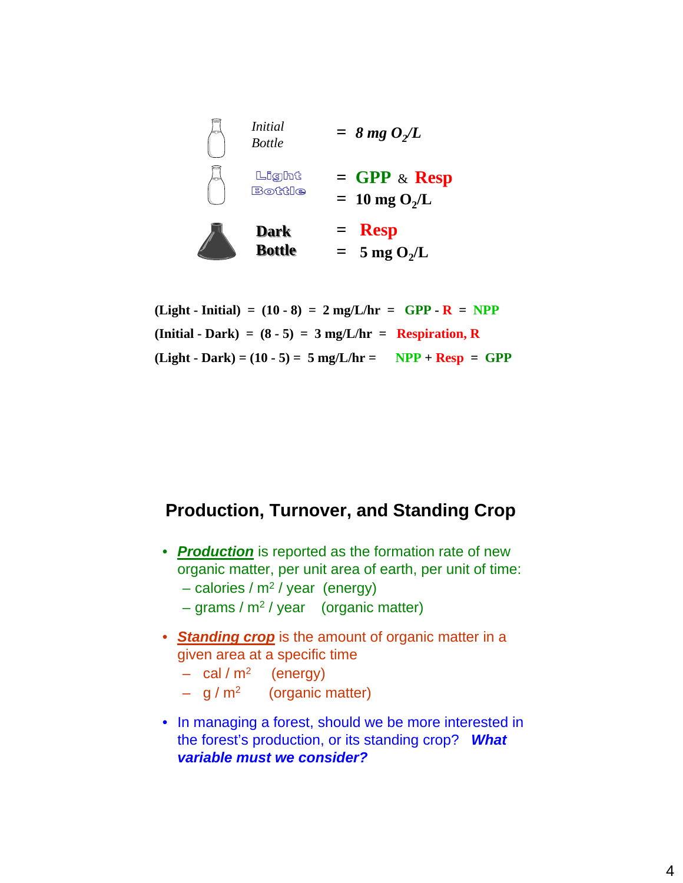*Initial Bottle* = *8 mg $O_2$/L*

Light Bottle = GPP & Resp = 10 mg $O_2$/L

**Dark Bottle** = Resp = 5 mg $O_2$/L

**(Light - Initial) = (10 - 8) = 2 mg/L/hr = GPP - R = NPP**

**(Initial - Dark) = (8 - 5) = 3 mg/L/hr = Respiration, R**

**(Light - Dark) = (10 - 5) = 5 mg/L/hr = NPP + Resp = GPP**

## Production, Turnover, and Standing Crop

- ***Production*** is reported as the formation rate of new organic matter, per unit area of earth, per unit of time:
  - calories / $m^2$ / year (energy)
  - grams / $m^2$ / year (organic matter)
- ***Standing crop*** is the amount of organic matter in a given area at a specific time
  - cal / $m^2$ (energy)
  - g / $m^2$ (organic matter)
- In managing a forest, should we be more interested in the forest's production, or its standing crop? ***What variable must we consider?***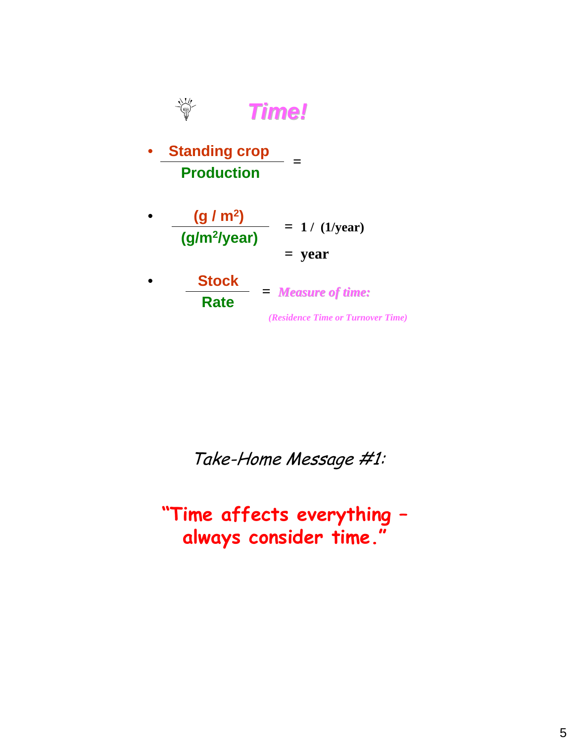# Time!

- $$\frac{\text{Standing crop}}{\text{Production}} =$$

- $$\frac{(g / m^2)}{(g/m^2/year)} = 1 / (1/year) = year$$

- $$\frac{\text{Stock}}{\text{Rate}} = \textit{Measure of time:}$$

  *(Residence Time or Turnover Time)*

*Take-Home Message #1:*

**"Time affects everything – always consider time."**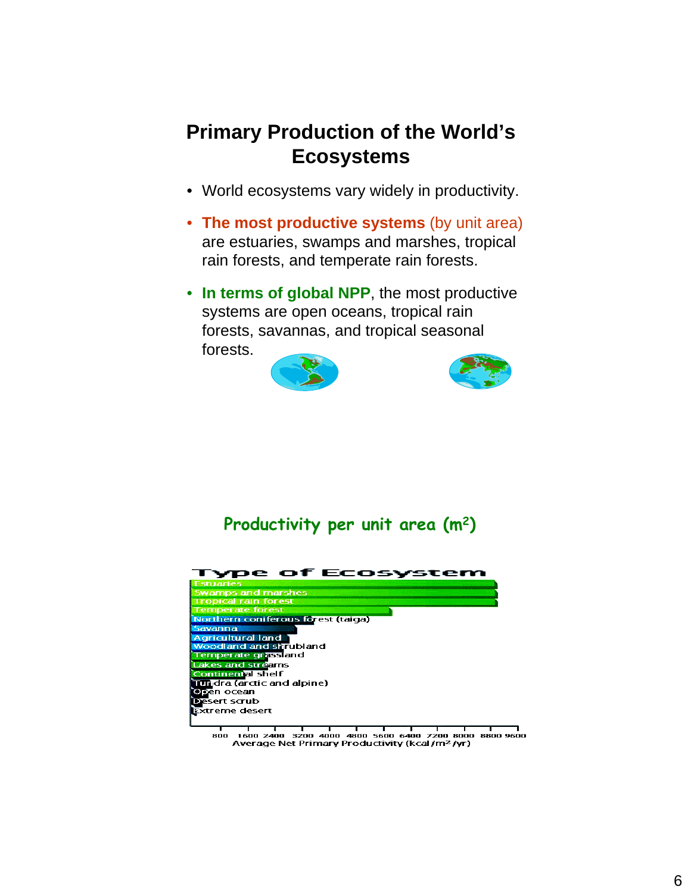# Primary Production of the World's Ecosystems

- World ecosystems vary widely in productivity.
- **The most productive systems** (by unit area) are estuaries, swamps and marshes, tropical rain forests, and temperate rain forests.
- **In terms of global NPP**, the most productive systems are open oceans, tropical rain forests, savannas, and tropical seasonal forests.

**Productivity per unit area ($m^2$)**

Type of Ecosystem

- Estuaries
- Swamps and marshes
- Tropical rain forest
- Temperate forest
- Northern coniferous forest (taiga)
- Savanna
- Agricultural land
- Woodland and shrubland
- Temperate grassland
- Lakes and streams
- Continental shelf
- Tundra (arctic and alpine)
- Open ocean
- Desert scrub
- Extreme desert

800 1600 2400 3200 4000 4800 5600 6400 7200 8000 8800 9600

Average Net Primary Productivity (kcal/$m^2$/yr)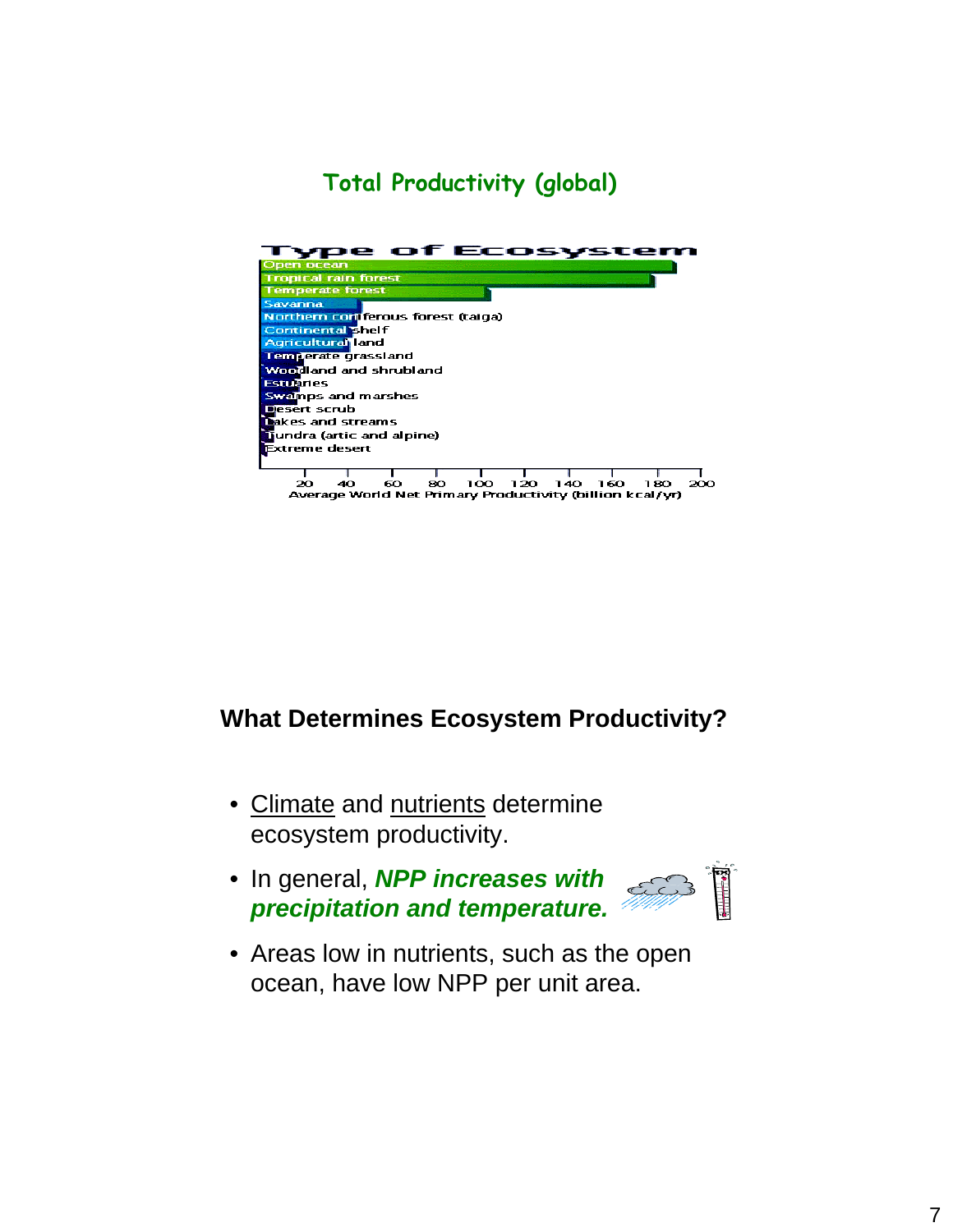## Total Productivity (global)

Type of Ecosystem

- Open ocean
- Tropical rain forest
- Temperate forest
- Savanna
- Northern coniferous forest (taiga)
- Continental shelf
- Agricultural land
- Temperate grassland
- Woodland and shrubland
- Estuaries
- Swamps and marshes
- Desert scrub
- Lakes and streams
- Tundra (artic and alpine)
- Extreme desert

20 40 60 80 100 120 140 160 180 200

Average World Net Primary Productivity (billion kcal/yr)

## What Determines Ecosystem Productivity?

- Climate and nutrients determine ecosystem productivity.
- In general, ***NPP increases with precipitation and temperature.***
- Areas low in nutrients, such as the open ocean, have low NPP per unit area.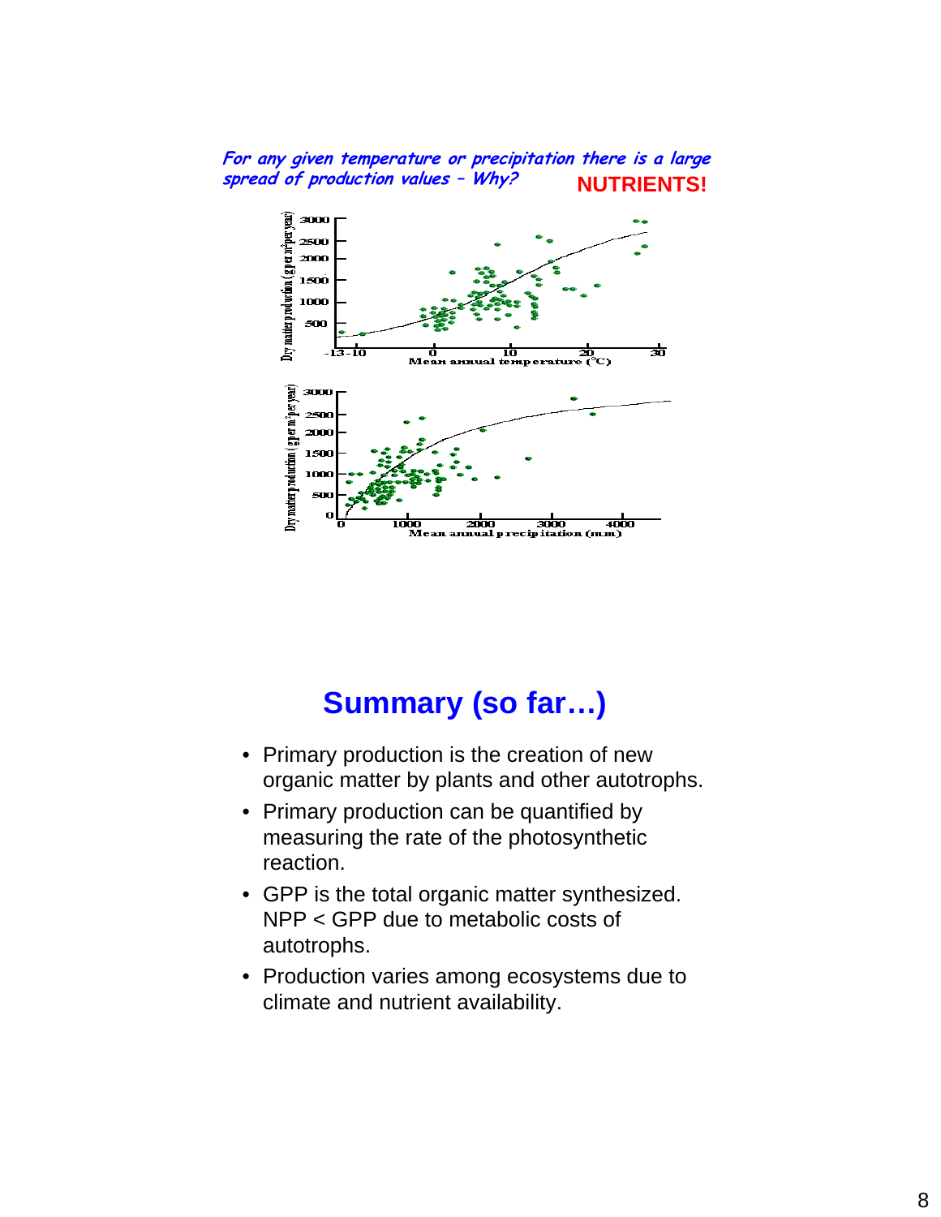*For any given temperature or precipitation there is a large spread of production values – Why?* **NUTRIENTS!**

## Summary (so far…)

- Primary production is the creation of new organic matter by plants and other autotrophs.
- Primary production can be quantified by measuring the rate of the photosynthetic reaction.
- GPP is the total organic matter synthesized. NPP < GPP due to metabolic costs of autotrophs.
- Production varies among ecosystems due to climate and nutrient availability.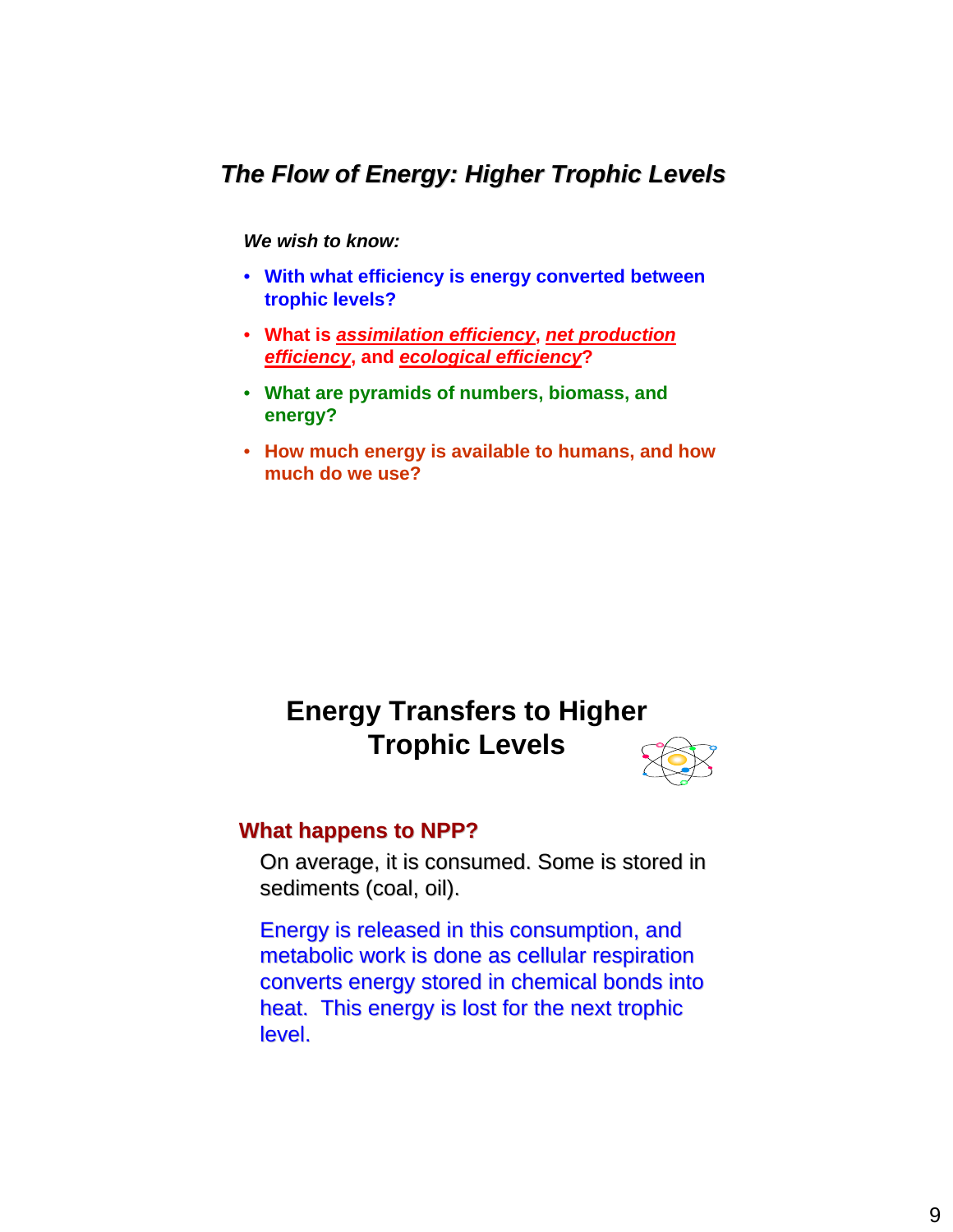## *The Flow of Energy: Higher Trophic Levels*

***We wish to know:***

- **With what efficiency is energy converted between trophic levels?**
- **What is *assimilation efficiency*, *net production efficiency*, and *ecological efficiency*?**
- **What are pyramids of numbers, biomass, and energy?**
- **How much energy is available to humans, and how much do we use?**

## Energy Transfers to Higher Trophic Levels

### What happens to NPP?

On average, it is consumed. Some is stored in sediments (coal, oil).

Energy is released in this consumption, and metabolic work is done as cellular respiration converts energy stored in chemical bonds into heat. This energy is lost for the next trophic level.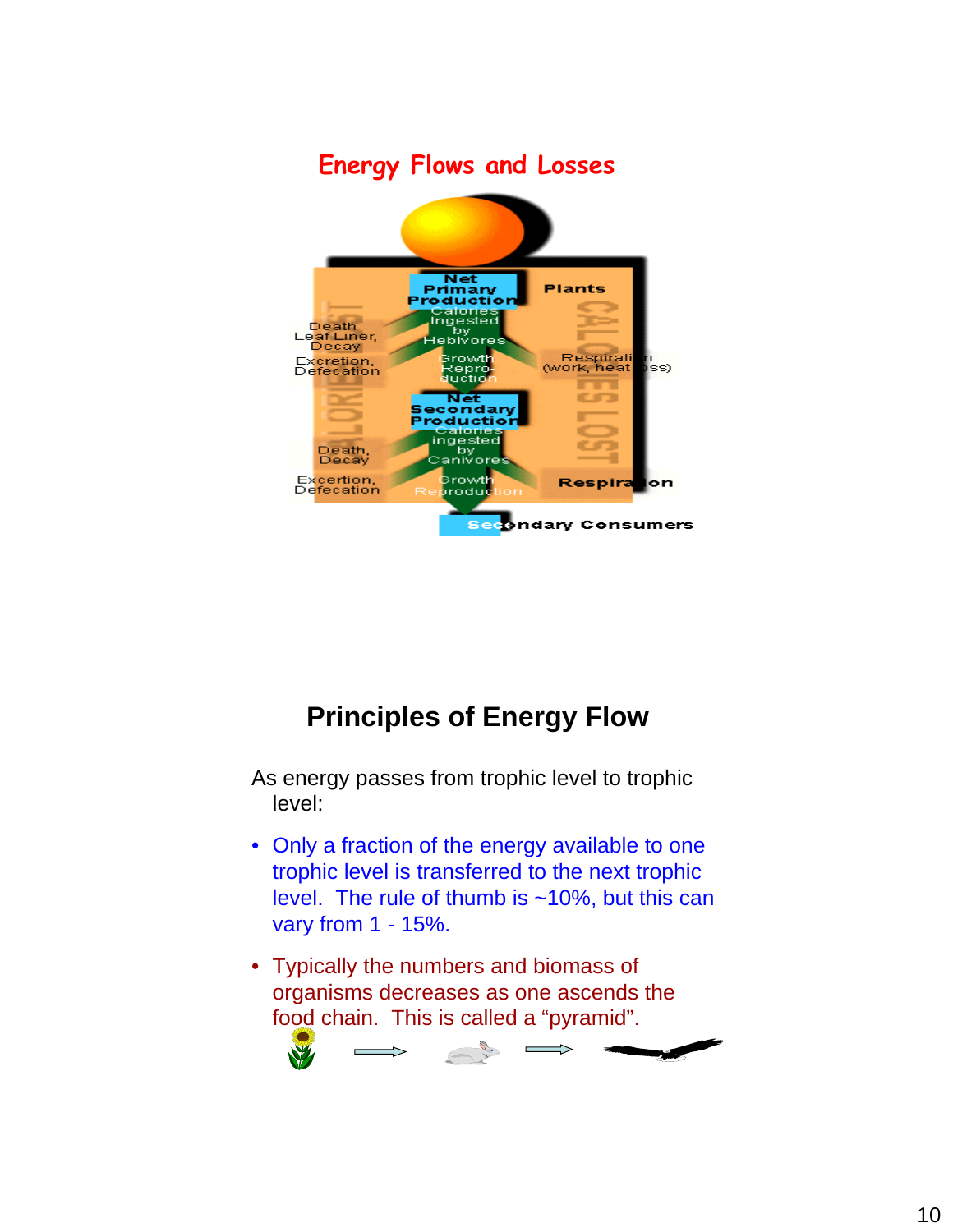## Energy Flows and Losses

## Principles of Energy Flow

As energy passes from trophic level to trophic level:

- Only a fraction of the energy available to one trophic level is transferred to the next trophic level. The rule of thumb is ~10%, but this can vary from 1 - 15%.
- Typically the numbers and biomass of organisms decreases as one ascends the food chain. This is called a "pyramid".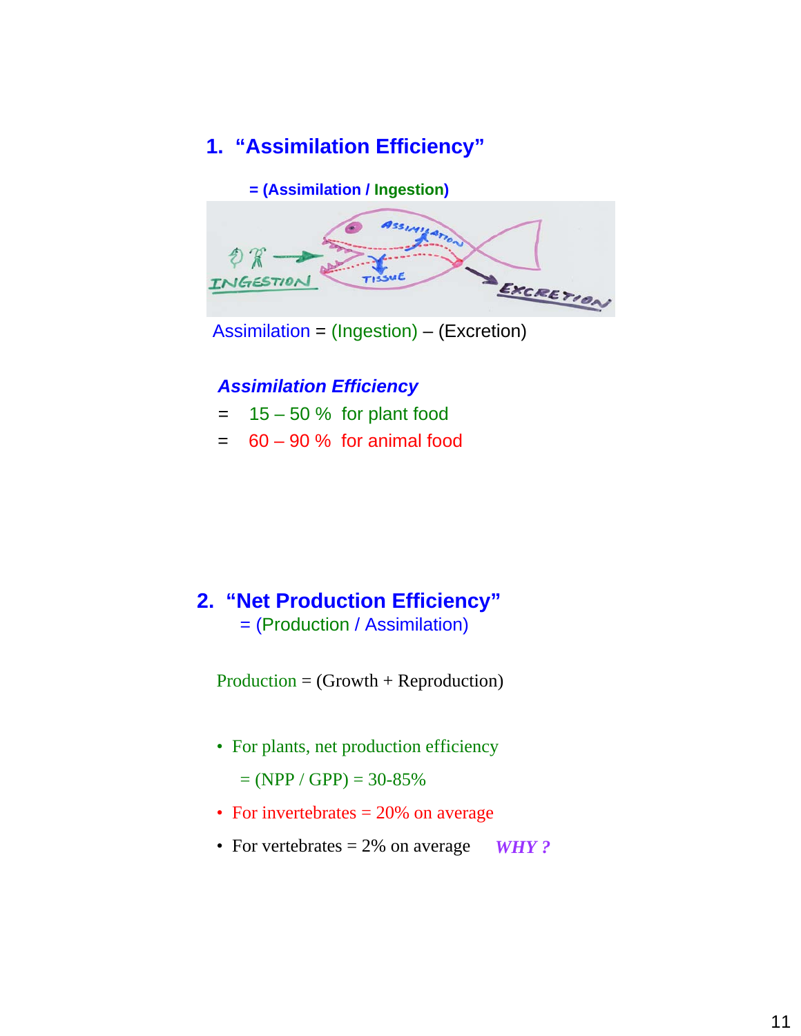## 1. "Assimilation Efficiency"

**= (Assimilation / Ingestion)**

Assimilation = (Ingestion) – (Excretion)

***Assimilation Efficiency***

= 15 – 50 % for plant food

= 60 – 90 % for animal food

## 2. "Net Production Efficiency"

= (Production / Assimilation)

Production = (Growth + Reproduction)

- For plants, net production efficiency

  = (NPP / GPP) = 30-85%

- For invertebrates = 20% on average
- For vertebrates = 2% on average ***WHY ?***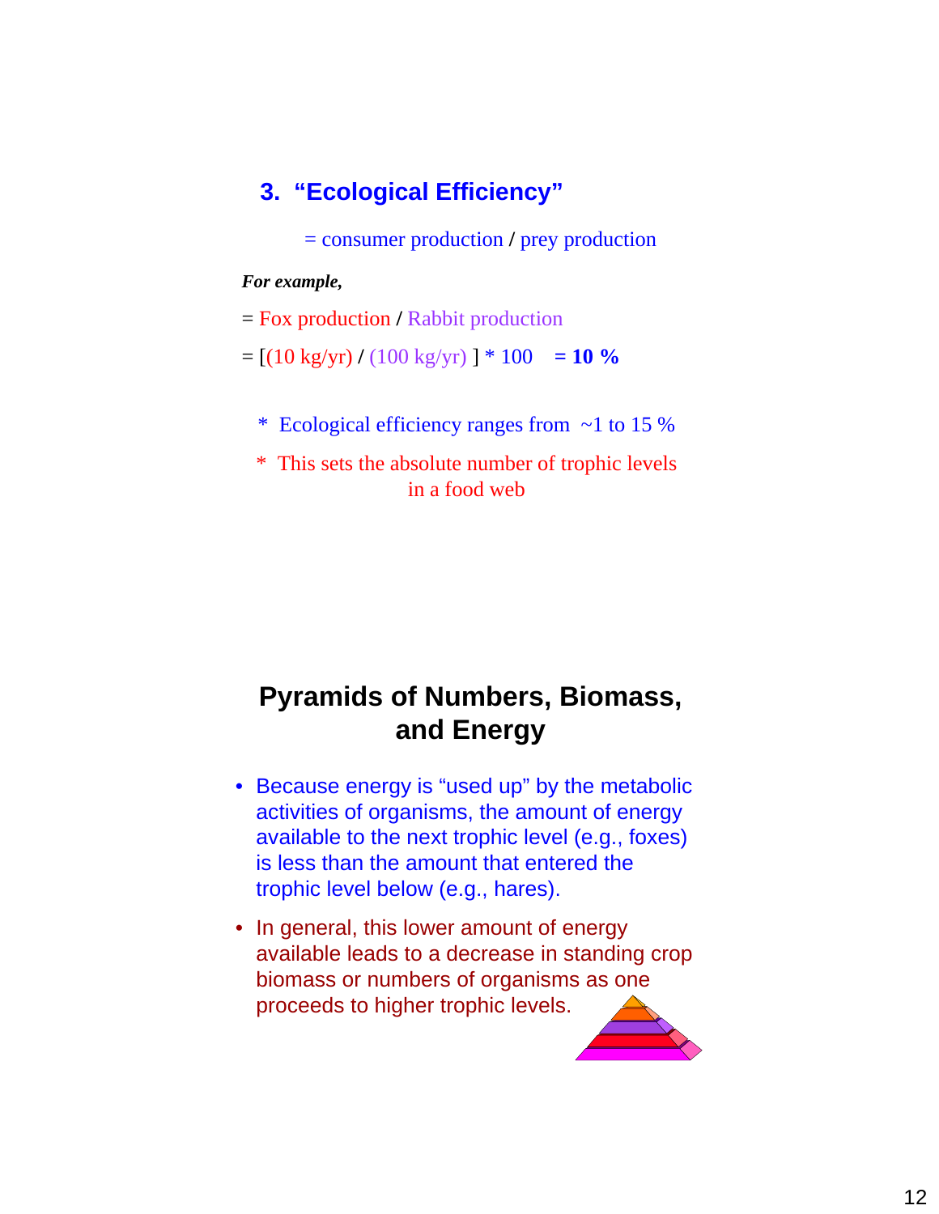### 3. “Ecological Efficiency”

= consumer production / prey production

***For example,***

= Fox production / Rabbit production

= [(10 kg/yr) / (100 kg/yr) ] * 100  **= 10 %**

* Ecological efficiency ranges from ~1 to 15 %

* This sets the absolute number of trophic levels in a food web

## Pyramids of Numbers, Biomass, and Energy

- Because energy is “used up” by the metabolic activities of organisms, the amount of energy available to the next trophic level (e.g., foxes) is less than the amount that entered the trophic level below (e.g., hares).
- In general, this lower amount of energy available leads to a decrease in standing crop biomass or numbers of organisms as one proceeds to higher trophic levels.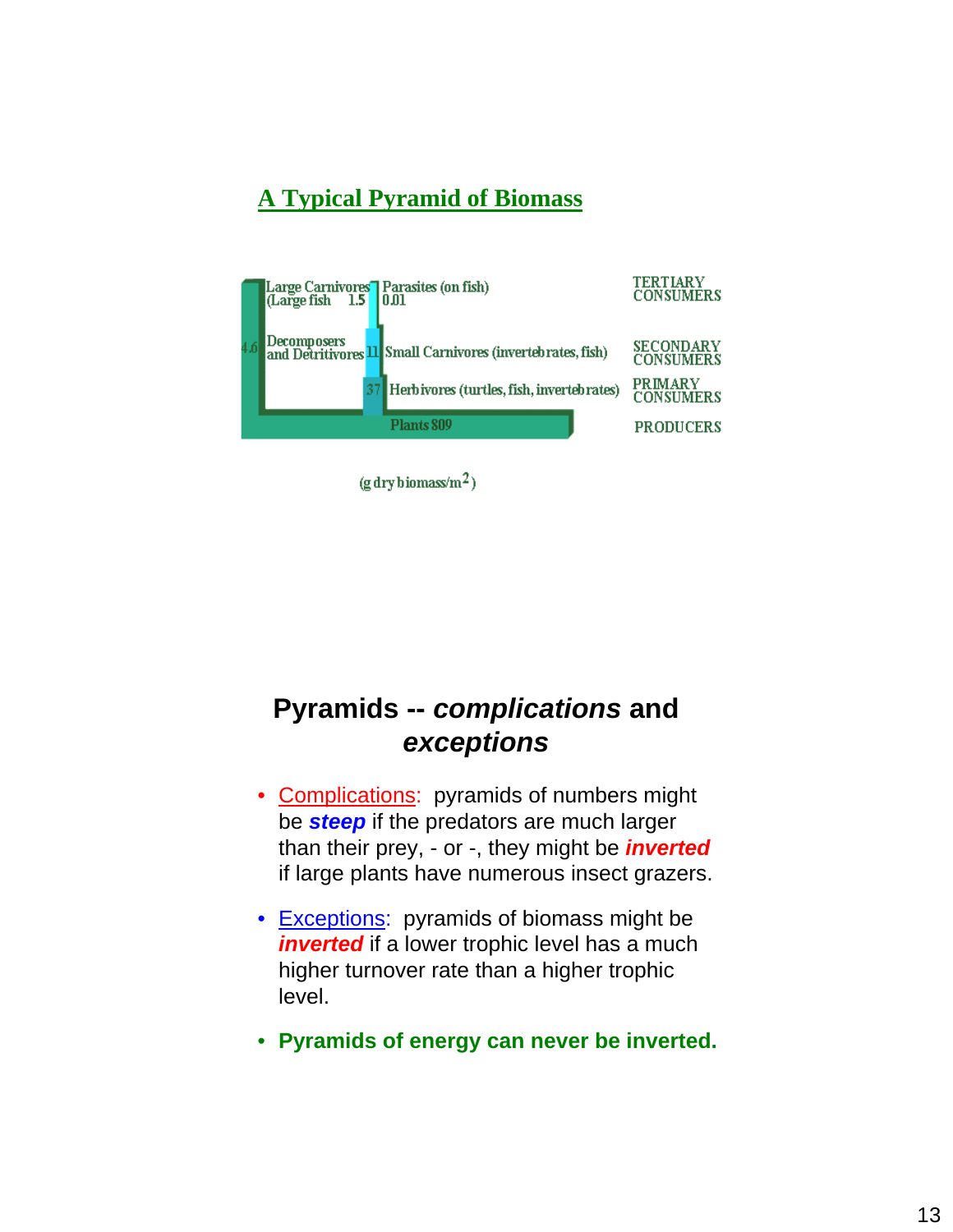## A Typical Pyramid of Biomass

| | | |
|---|---|---|
| Large Carnivores (Large fish 1.5 | Parasites (on fish) 0.01 | TERTIARY CONSUMERS |
| Decomposers and Detritivores 4.6 | 11 Small Carnivores (invertebrates, fish) | SECONDARY CONSUMERS |
| | 37 Herbivores (turtles, fish, invertebrates) | PRIMARY CONSUMERS |
| | Plants 809 | PRODUCERS |

(g dry biomass/m$^2$)

## Pyramids -- *complications* and *exceptions*

- Complications: pyramids of numbers might be ***steep*** if the predators are much larger than their prey, - or -, they might be ***inverted*** if large plants have numerous insect grazers.
- Exceptions: pyramids of biomass might be ***inverted*** if a lower trophic level has a much higher turnover rate than a higher trophic level.
- **Pyramids of energy can never be inverted.**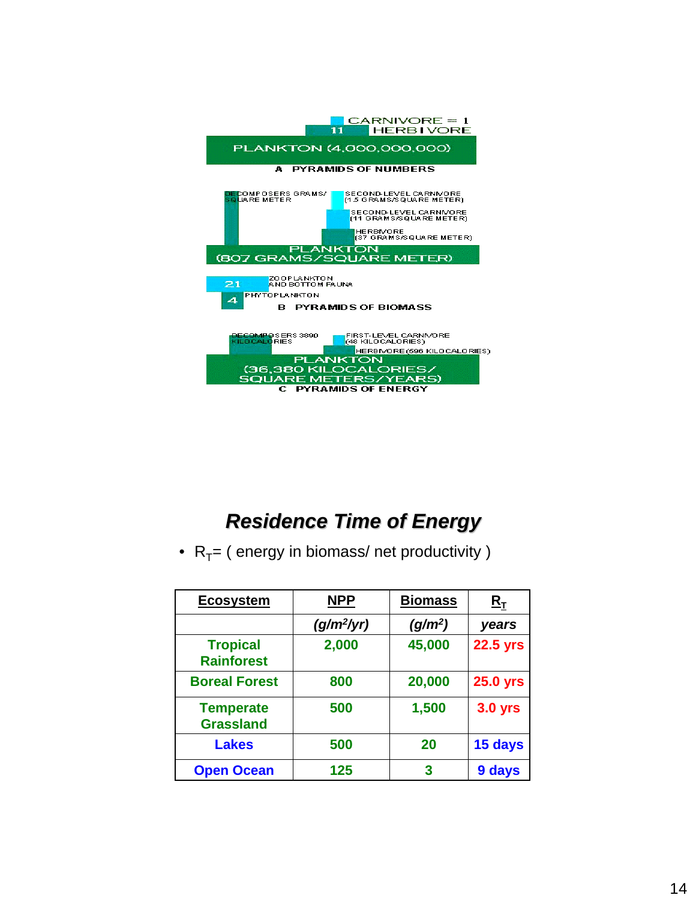CARNIVORE = 1

11 HERBIVORE

PLANKTON (4,000,000,000)

A PYRAMIDS OF NUMBERS

DECOMPOSERS GRAMS/SQUARE METER

SECOND-LEVEL CARNIVORE (1.5 GRAMS/SQUARE METER)

SECOND-LEVEL CARNIVORE (11 GRAMS/SQUARE METER)

HERBIVORE (37 GRAMS/SQUARE METER)

PLANKTON (807 GRAMS/SQUARE METER)

21 ZOOPLANKTON AND BOTTOM FAUNA

4 PHYTOPLANKTON

B PYRAMIDS OF BIOMASS

DECOMPOSERS 3890 KILOCALORIES

FIRST-LEVEL CARNIVORE (48 KILOCALORIES)

HERBIVORE (596 KILOCALORIES)

PLANKTON (36,380 KILOCALORIES/SQUARE METERS/YEARS)

C PYRAMIDS OF ENERGY

## *Residence Time of Energy*

- $R_T$= ( energy in biomass/ net productivity )

| Ecosystem | NPP | Biomass | $R_T$ |
|---|---|---|---|
| | *($g/m^2/yr$)* | *($g/m^2$)* | *years* |
| Tropical Rainforest | 2,000 | 45,000 | 22.5 yrs |
| Boreal Forest | 800 | 20,000 | 25.0 yrs |
| Temperate Grassland | 500 | 1,500 | 3.0 yrs |
| Lakes | 500 | 20 | 15 days |
| Open Ocean | 125 | 3 | 9 days |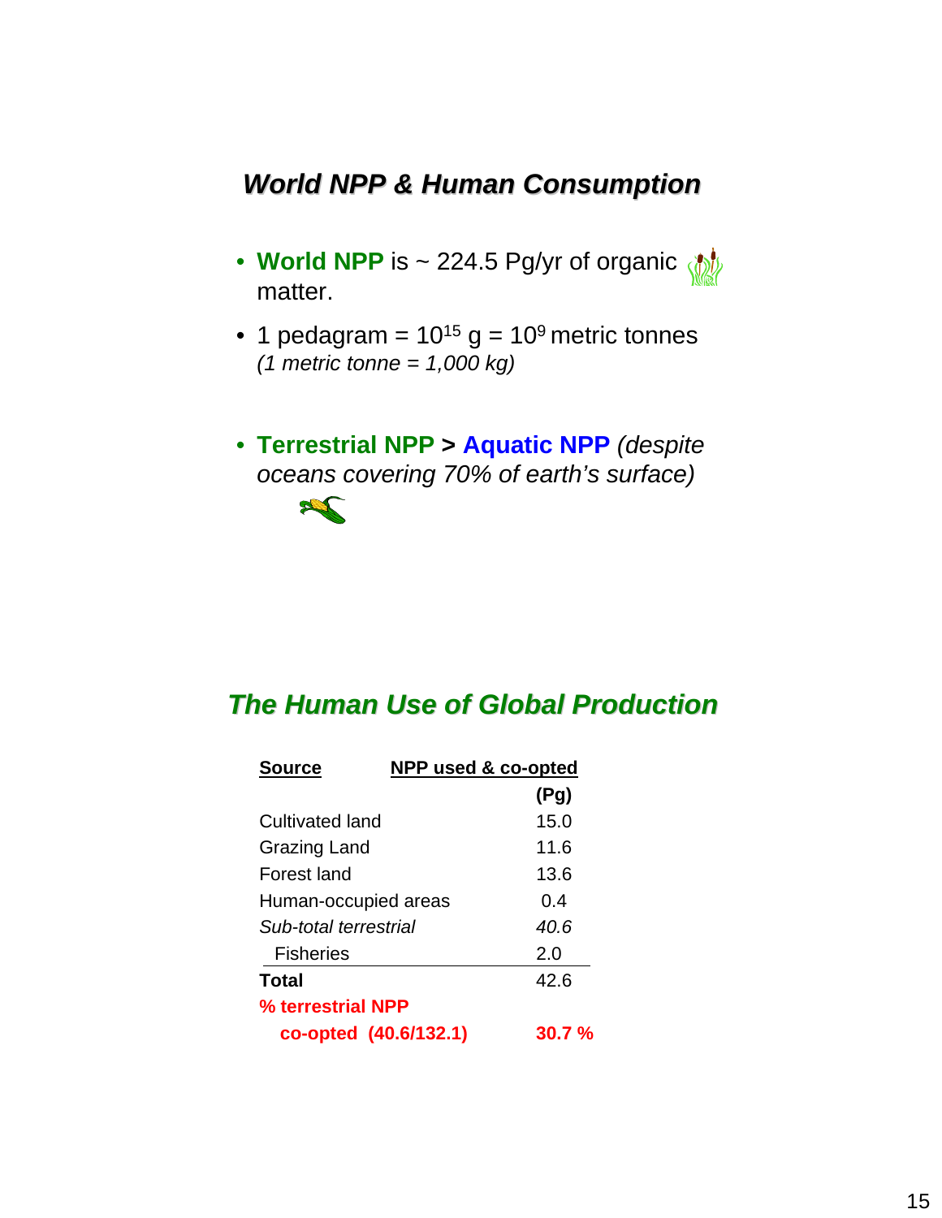## ***World NPP & Human Consumption***

- **World NPP** is ~ 224.5 Pg/yr of organic matter.
- 1 pedagram = $10^{15}$ g = $10^9$ metric tonnes
  *(1 metric tonne = 1,000 kg)*
- **Terrestrial NPP > Aquatic NPP** *(despite oceans covering 70% of earth's surface)*

## ***The Human Use of Global Production***

| Source | NPP used & co-opted (Pg) |
|---|---|
| Cultivated land | 15.0 |
| Grazing Land | 11.6 |
| Forest land | 13.6 |
| Human-occupied areas | 0.4 |
| *Sub-total terrestrial* | *40.6* |
| Fisheries | 2.0 |
| **Total** | 42.6 |
| **% terrestrial NPP co-opted (40.6/132.1)** | **30.7 %** |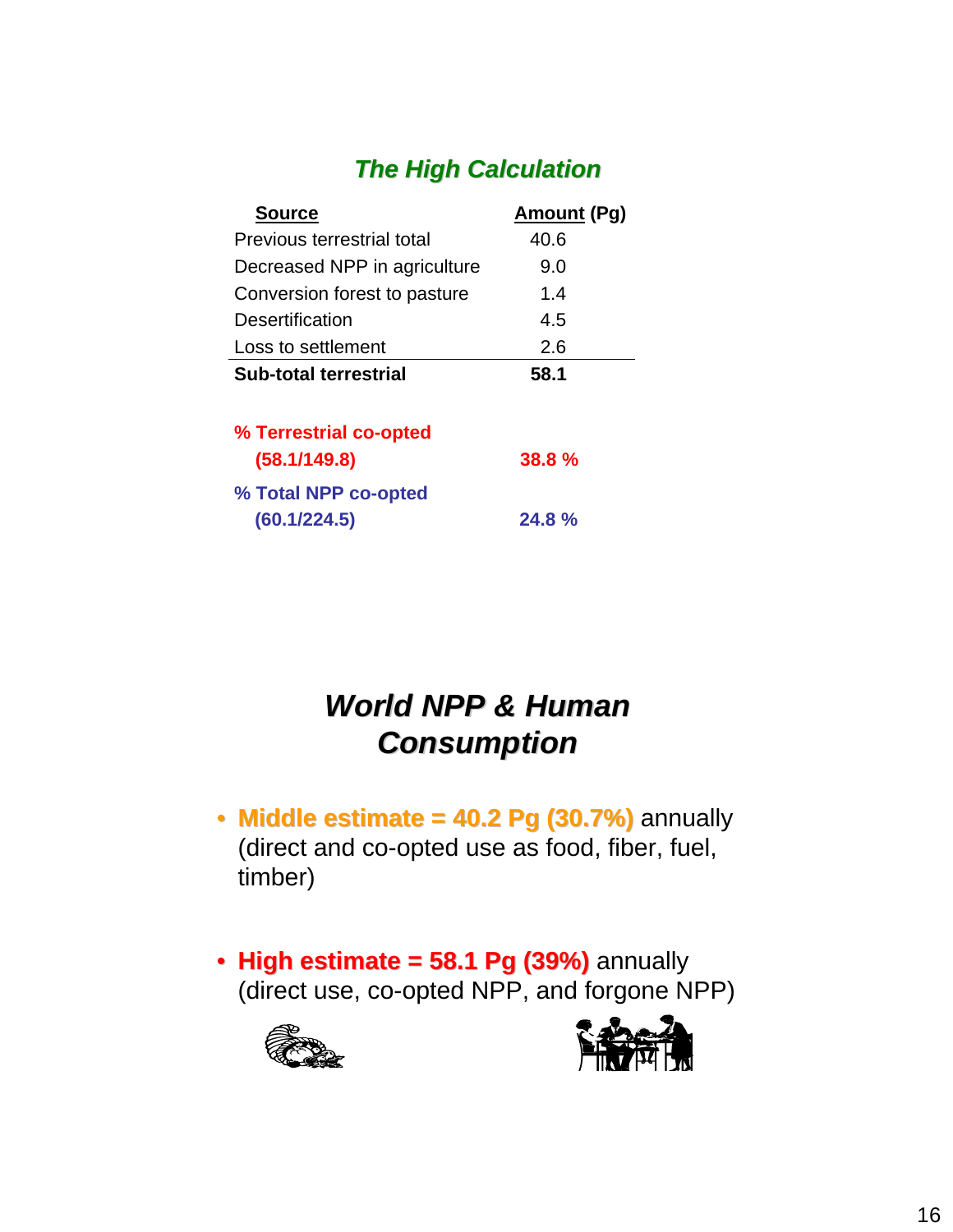## *The High Calculation*

| Source | Amount (Pg) |
|---|---|
| Previous terrestrial total | 40.6 |
| Decreased NPP in agriculture | 9.0 |
| Conversion forest to pasture | 1.4 |
| Desertification | 4.5 |
| Loss to settlement | 2.6 |
| **Sub-total terrestrial** | **58.1** |
| | |
| **% Terrestrial co-opted (58.1/149.8)** | **38.8 %** |
| **% Total NPP co-opted (60.1/224.5)** | **24.8 %** |

## *World NPP & Human Consumption*

- **Middle estimate = 40.2 Pg (30.7%)** annually (direct and co-opted use as food, fiber, fuel, timber)
- **High estimate = 58.1 Pg (39%)** annually (direct use, co-opted NPP, and forgone NPP)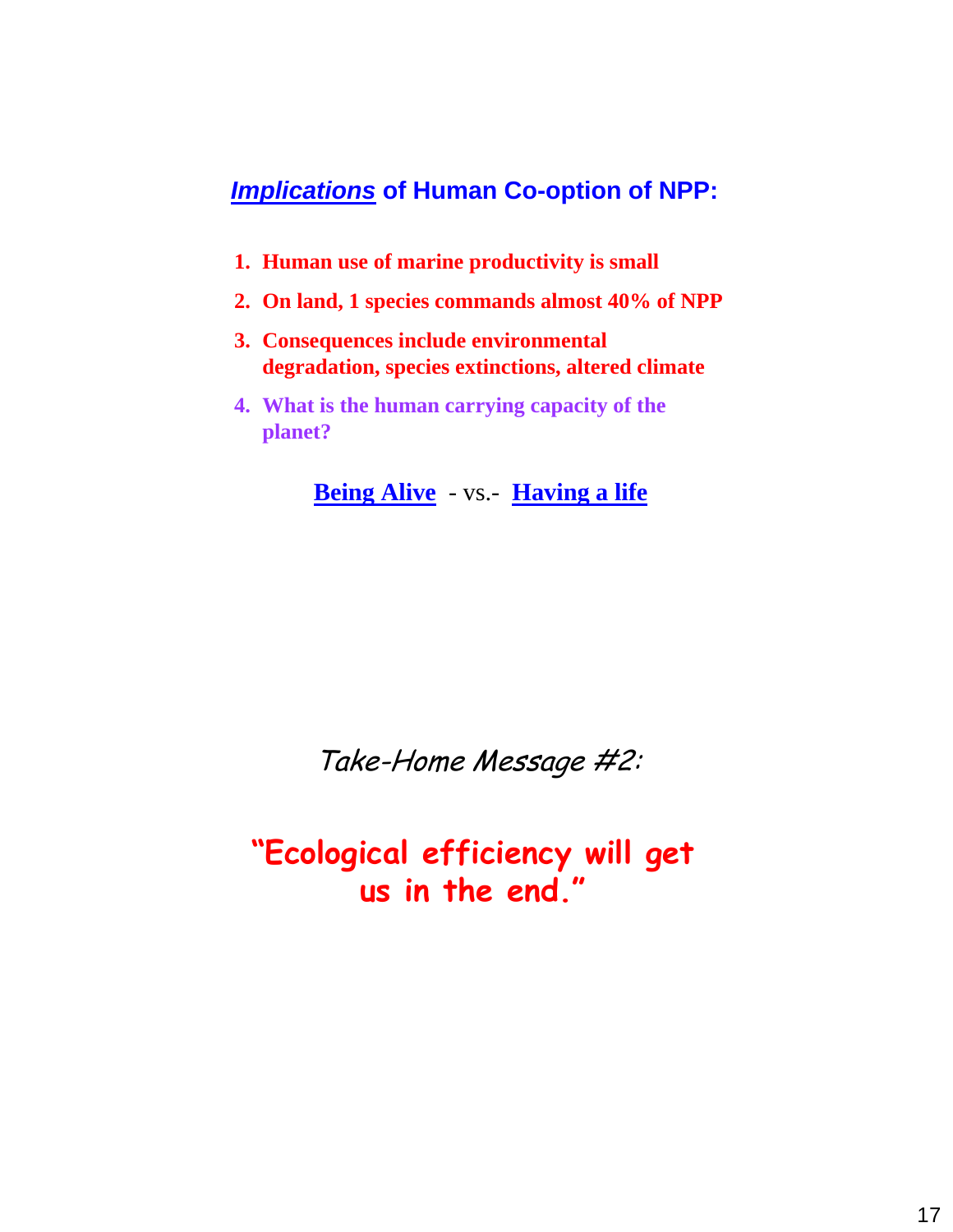## ***Implications*** of Human Co-option of NPP:

1. **Human use of marine productivity is small**
2. **On land, 1 species commands almost 40% of NPP**
3. **Consequences include environmental degradation, species extinctions, altered climate**
4. **What is the human carrying capacity of the planet?**

**Being Alive** - vs.- **Having a life**

*Take-Home Message #2:*

**"Ecological efficiency will get us in the end."**